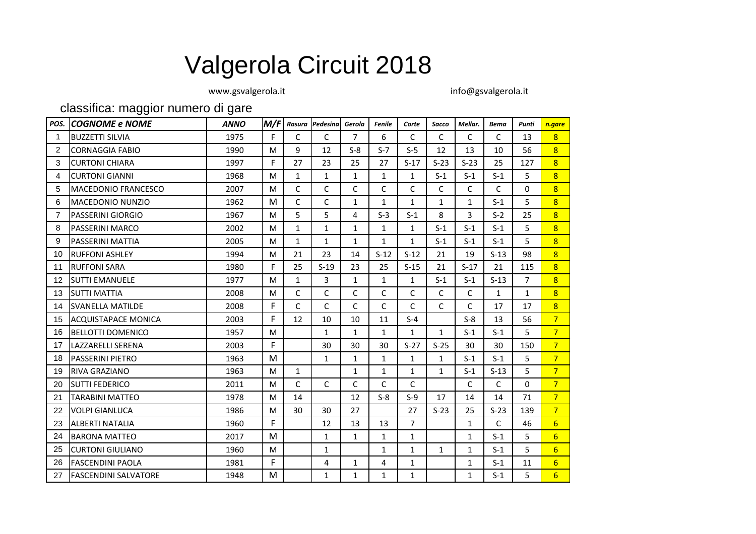# Valgerola Circuit 2018

www.gsvalgerola.it info@gsvalgerola.it

## classifica: maggior numero di gare

| POS. | COGNOME e NOME | ANNO | M/F | Rasura | Pedesina | Gerola | Fenile | Corte | Sacco | Mellar. | Bema | Punti | n.gare |
|---|---|---|---|---|---|---|---|---|---|---|---|---|---|
| 1 | BUZZETTI SILVIA | 1975 | F | C | C | 7 | 6 | C | C | C | C | 13 | 8 |
| 2 | CORNAGGIA FABIO | 1990 | M | 9 | 12 | S-8 | S-7 | S-5 | 12 | 13 | 10 | 56 | 8 |
| 3 | CURTONI CHIARA | 1997 | F | 27 | 23 | 25 | 27 | S-17 | S-23 | S-23 | 25 | 127 | 8 |
| 4 | CURTONI GIANNI | 1968 | M | 1 | 1 | 1 | 1 | 1 | S-1 | S-1 | S-1 | 5 | 8 |
| 5 | MACEDONIO FRANCESCO | 2007 | M | C | C | C | C | C | C | C | C | 0 | 8 |
| 6 | MACEDONIO NUNZIO | 1962 | M | C | C | 1 | 1 | 1 | 1 | 1 | S-1 | 5 | 8 |
| 7 | PASSERINI GIORGIO | 1967 | M | 5 | 5 | 4 | S-3 | S-1 | 8 | 3 | S-2 | 25 | 8 |
| 8 | PASSERINI MARCO | 2002 | M | 1 | 1 | 1 | 1 | 1 | S-1 | S-1 | S-1 | 5 | 8 |
| 9 | PASSERINI MATTIA | 2005 | M | 1 | 1 | 1 | 1 | 1 | S-1 | S-1 | S-1 | 5 | 8 |
| 10 | RUFFONI ASHLEY | 1994 | M | 21 | 23 | 14 | S-12 | S-12 | 21 | 19 | S-13 | 98 | 8 |
| 11 | RUFFONI SARA | 1980 | F | 25 | S-19 | 23 | 25 | S-15 | 21 | S-17 | 21 | 115 | 8 |
| 12 | SUTTI EMANUELE | 1977 | M | 1 | 3 | 1 | 1 | 1 | S-1 | S-1 | S-13 | 7 | 8 |
| 13 | SUTTI MATTIA | 2008 | M | C | C | C | C | C | C | C | 1 | 1 | 8 |
| 14 | SVANELLA MATILDE | 2008 | F | C | C | C | C | C | C | C | 17 | 17 | 8 |
| 15 | ACQUISTAPACE MONICA | 2003 | F | 12 | 10 | 10 | 11 | S-4 | | S-8 | 13 | 56 | 7 |
| 16 | BELLOTTI DOMENICO | 1957 | M | | 1 | 1 | 1 | 1 | 1 | S-1 | S-1 | 5 | 7 |
| 17 | LAZZARELLI SERENA | 2003 | F | | 30 | 30 | 30 | S-27 | S-25 | 30 | 30 | 150 | 7 |
| 18 | PASSERINI PIETRO | 1963 | M | | 1 | 1 | 1 | 1 | 1 | S-1 | S-1 | 5 | 7 |
| 19 | RIVA GRAZIANO | 1963 | M | 1 | | 1 | 1 | 1 | 1 | S-1 | S-13 | 5 | 7 |
| 20 | SUTTI FEDERICO | 2011 | M | C | C | C | C | C | | C | C | 0 | 7 |
| 21 | TARABINI MATTEO | 1978 | M | 14 | | 12 | S-8 | S-9 | 17 | 14 | 14 | 71 | 7 |
| 22 | VOLPI GIANLUCA | 1986 | M | 30 | 30 | 27 | | 27 | S-23 | 25 | S-23 | 139 | 7 |
| 23 | ALBERTI NATALIA | 1960 | F | | 12 | 13 | 13 | 7 | | 1 | C | 46 | 6 |
| 24 | BARONA MATTEO | 2017 | M | | 1 | 1 | 1 | 1 | | 1 | S-1 | 5 | 6 |
| 25 | CURTONI GIULIANO | 1960 | M | | 1 | | 1 | 1 | 1 | 1 | S-1 | 5 | 6 |
| 26 | FASCENDINI PAOLA | 1981 | F | | 4 | 1 | 4 | 1 | | 1 | S-1 | 11 | 6 |
| 27 | FASCENDINI SALVATORE | 1948 | M | | 1 | 1 | 1 | 1 | | 1 | S-1 | 5 | 6 |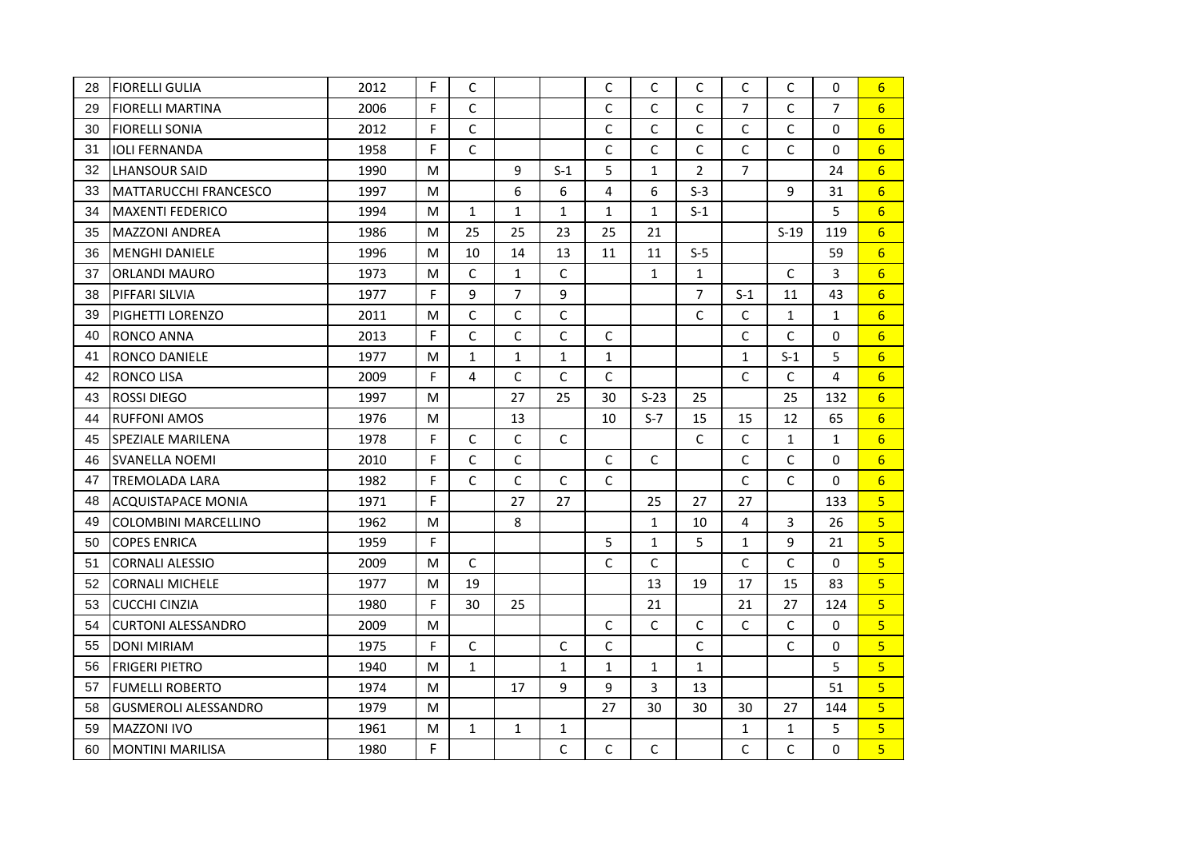| | | | | | | | | | | | | | |
|---|---|---|---|---|---|---|---|---|---|---|---|---|---|
| 28 | FIORELLI GULIA | 2012 | F | C | | | C | C | C | C | C | 0 | 6 |
| 29 | FIORELLI MARTINA | 2006 | F | C | | | C | C | C | 7 | C | 7 | 6 |
| 30 | FIORELLI SONIA | 2012 | F | C | | | C | C | C | C | C | 0 | 6 |
| 31 | IOLI FERNANDA | 1958 | F | C | | | C | C | C | C | C | 0 | 6 |
| 32 | LHANSOUR SAID | 1990 | M | | 9 | S-1 | 5 | 1 | 2 | 7 | | 24 | 6 |
| 33 | MATTARUCCHI FRANCESCO | 1997 | M | | 6 | 6 | 4 | 6 | S-3 | | 9 | 31 | 6 |
| 34 | MAXENTI FEDERICO | 1994 | M | 1 | 1 | 1 | 1 | 1 | S-1 | | | 5 | 6 |
| 35 | MAZZONI ANDREA | 1986 | M | 25 | 25 | 23 | 25 | 21 | | | S-19 | 119 | 6 |
| 36 | MENGHI DANIELE | 1996 | M | 10 | 14 | 13 | 11 | 11 | S-5 | | | 59 | 6 |
| 37 | ORLANDI MAURO | 1973 | M | C | 1 | C | | 1 | 1 | | C | 3 | 6 |
| 38 | PIFFARI SILVIA | 1977 | F | 9 | 7 | 9 | | | 7 | S-1 | 11 | 43 | 6 |
| 39 | PIGHETTI LORENZO | 2011 | M | C | C | C | | | C | C | 1 | 1 | 6 |
| 40 | RONCO ANNA | 2013 | F | C | C | C | C | | | C | C | 0 | 6 |
| 41 | RONCO DANIELE | 1977 | M | 1 | 1 | 1 | 1 | | | 1 | S-1 | 5 | 6 |
| 42 | RONCO LISA | 2009 | F | 4 | C | C | C | | | C | C | 4 | 6 |
| 43 | ROSSI DIEGO | 1997 | M | | 27 | 25 | 30 | S-23 | 25 | | 25 | 132 | 6 |
| 44 | RUFFONI AMOS | 1976 | M | | 13 | | 10 | S-7 | 15 | 15 | 12 | 65 | 6 |
| 45 | SPEZIALE MARILENA | 1978 | F | C | C | C | | | C | C | 1 | 1 | 6 |
| 46 | SVANELLA NOEMI | 2010 | F | C | C | | C | C | | C | C | 0 | 6 |
| 47 | TREMOLADA LARA | 1982 | F | C | C | C | C | | | C | C | 0 | 6 |
| 48 | ACQUISTAPACE MONIA | 1971 | F | | 27 | 27 | | 25 | 27 | 27 | | 133 | 5 |
| 49 | COLOMBINI MARCELLINO | 1962 | M | | 8 | | | 1 | 10 | 4 | 3 | 26 | 5 |
| 50 | COPES ENRICA | 1959 | F | | | | 5 | 1 | 5 | 1 | 9 | 21 | 5 |
| 51 | CORNALI ALESSIO | 2009 | M | C | | | C | C | | C | C | 0 | 5 |
| 52 | CORNALI MICHELE | 1977 | M | 19 | | | | 13 | 19 | 17 | 15 | 83 | 5 |
| 53 | CUCCHI CINZIA | 1980 | F | 30 | 25 | | | 21 | | 21 | 27 | 124 | 5 |
| 54 | CURTONI ALESSANDRO | 2009 | M | | | | C | C | C | C | C | 0 | 5 |
| 55 | DONI MIRIAM | 1975 | F | C | | C | C | | C | | C | 0 | 5 |
| 56 | FRIGERI PIETRO | 1940 | M | 1 | | 1 | 1 | 1 | 1 | | | 5 | 5 |
| 57 | FUMELLI ROBERTO | 1974 | M | | 17 | 9 | 9 | 3 | 13 | | | 51 | 5 |
| 58 | GUSMEROLI ALESSANDRO | 1979 | M | | | | 27 | 30 | 30 | 30 | 27 | 144 | 5 |
| 59 | MAZZONI IVO | 1961 | M | 1 | 1 | 1 | | | | 1 | 1 | 5 | 5 |
| 60 | MONTINI MARILISA | 1980 | F | | | C | C | C | | C | C | 0 | 5 |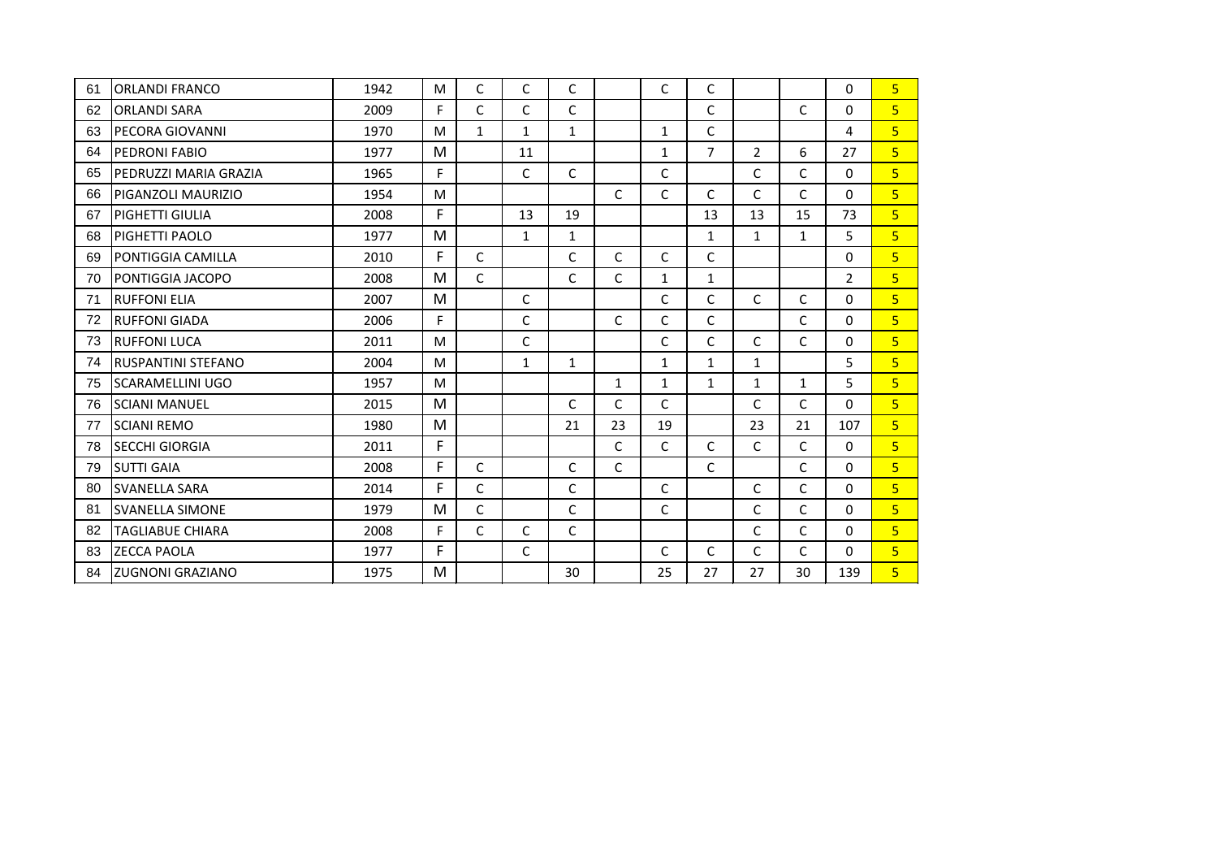| | | | | | | | | | | | | | |
|---|---|---|---|---|---|---|---|---|---|---|---|---|---|
| 61 | ORLANDI FRANCO | 1942 | M | C | C | C | | C | C | | | 0 | 5 |
| 62 | ORLANDI SARA | 2009 | F | C | C | C | | | C | | C | 0 | 5 |
| 63 | PECORA GIOVANNI | 1970 | M | 1 | 1 | 1 | | 1 | C | | | 4 | 5 |
| 64 | PEDRONI FABIO | 1977 | M | | 11 | | | 1 | 7 | 2 | 6 | 27 | 5 |
| 65 | PEDRUZZI MARIA GRAZIA | 1965 | F | | C | C | | C | | C | C | 0 | 5 |
| 66 | PIGANZOLI MAURIZIO | 1954 | M | | | | C | C | C | C | C | 0 | 5 |
| 67 | PIGHETTI GIULIA | 2008 | F | | 13 | 19 | | | 13 | 13 | 15 | 73 | 5 |
| 68 | PIGHETTI PAOLO | 1977 | M | | 1 | 1 | | | 1 | 1 | 1 | 5 | 5 |
| 69 | PONTIGGIA CAMILLA | 2010 | F | C | | C | C | C | C | | | 0 | 5 |
| 70 | PONTIGGIA JACOPO | 2008 | M | C | | C | C | 1 | 1 | | | 2 | 5 |
| 71 | RUFFONI ELIA | 2007 | M | | C | | | C | C | C | C | 0 | 5 |
| 72 | RUFFONI GIADA | 2006 | F | | C | | C | C | C | | C | 0 | 5 |
| 73 | RUFFONI LUCA | 2011 | M | | C | | | C | C | C | C | 0 | 5 |
| 74 | RUSPANTINI STEFANO | 2004 | M | | 1 | 1 | | 1 | 1 | 1 | | 5 | 5 |
| 75 | SCARAMELLINI UGO | 1957 | M | | | | 1 | 1 | 1 | 1 | 1 | 5 | 5 |
| 76 | SCIANI MANUEL | 2015 | M | | | C | C | C | | C | C | 0 | 5 |
| 77 | SCIANI REMO | 1980 | M | | | 21 | 23 | 19 | | 23 | 21 | 107 | 5 |
| 78 | SECCHI GIORGIA | 2011 | F | | | | C | C | C | C | C | 0 | 5 |
| 79 | SUTTI GAIA | 2008 | F | C | | C | C | | C | | C | 0 | 5 |
| 80 | SVANELLA SARA | 2014 | F | C | | C | | C | | C | C | 0 | 5 |
| 81 | SVANELLA SIMONE | 1979 | M | C | | C | | C | | C | C | 0 | 5 |
| 82 | TAGLIABUE CHIARA | 2008 | F | C | C | C | | | | C | C | 0 | 5 |
| 83 | ZECCA PAOLA | 1977 | F | | C | | | C | C | C | C | 0 | 5 |
| 84 | ZUGNONI GRAZIANO | 1975 | M | | | 30 | | 25 | 27 | 27 | 30 | 139 | 5 |